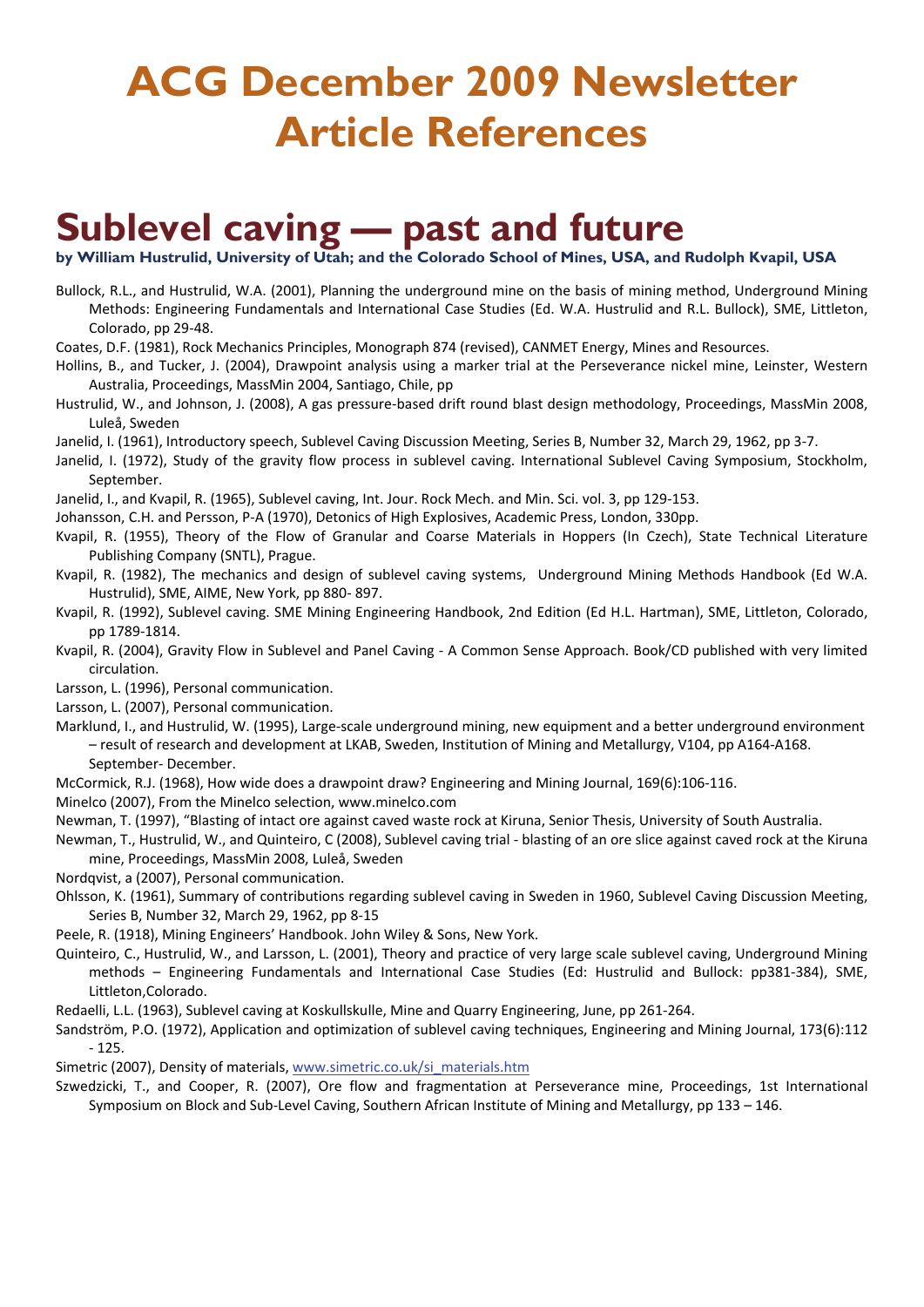# ACG December 2009 Newsletter Article References

## Sublevel caving — past and future

**by William Hustrulid, University of Utah; and the Colorado School of Mines, USA, and Rudolph Kvapil, USA**

Bullock, R.L., and Hustrulid, W.A. (2001), Planning the underground mine on the basis of mining method, Underground Mining Methods: Engineering Fundamentals and International Case Studies (Ed. W.A. Hustrulid and R.L. Bullock), SME, Littleton, Colorado, pp 29-48.

Coates, D.F. (1981), Rock Mechanics Principles, Monograph 874 (revised), CANMET Energy, Mines and Resources.

Hollins, B., and Tucker, J. (2004), Drawpoint analysis using a marker trial at the Perseverance nickel mine, Leinster, Western Australia, Proceedings, MassMin 2004, Santiago, Chile, pp

Hustrulid, W., and Johnson, J. (2008), A gas pressure-based drift round blast design methodology, Proceedings, MassMin 2008, Luleå, Sweden

Janelid, I. (1961), Introductory speech, Sublevel Caving Discussion Meeting, Series B, Number 32, March 29, 1962, pp 3-7.

Janelid, I. (1972), Study of the gravity flow process in sublevel caving. International Sublevel Caving Symposium, Stockholm, September.

Janelid, I., and Kvapil, R. (1965), Sublevel caving, Int. Jour. Rock Mech. and Min. Sci. vol. 3, pp 129-153.

Johansson, C.H. and Persson, P-A (1970), Detonics of High Explosives, Academic Press, London, 330pp.

Kvapil, R. (1955), Theory of the Flow of Granular and Coarse Materials in Hoppers (In Czech), State Technical Literature Publishing Company (SNTL), Prague.

Kvapil, R. (1982), The mechanics and design of sublevel caving systems, Underground Mining Methods Handbook (Ed W.A. Hustrulid), SME, AIME, New York, pp 880- 897.

Kvapil, R. (1992), Sublevel caving. SME Mining Engineering Handbook, 2nd Edition (Ed H.L. Hartman), SME, Littleton, Colorado, pp 1789-1814.

Kvapil, R. (2004), Gravity Flow in Sublevel and Panel Caving - A Common Sense Approach. Book/CD published with very limited circulation.

Larsson, L. (1996), Personal communication.

Larsson, L. (2007), Personal communication.

Marklund, I., and Hustrulid, W. (1995), Large-scale underground mining, new equipment and a better underground environment – result of research and development at LKAB, Sweden, Institution of Mining and Metallurgy, V104, pp A164-A168. September- December.

McCormick, R.J. (1968), How wide does a drawpoint draw? Engineering and Mining Journal, 169(6):106-116.

Minelco (2007), From the Minelco selection, www.minelco.com

Newman, T. (1997), "Blasting of intact ore against caved waste rock at Kiruna, Senior Thesis, University of South Australia.

Newman, T., Hustrulid, W., and Quinteiro, C (2008), Sublevel caving trial - blasting of an ore slice against caved rock at the Kiruna mine, Proceedings, MassMin 2008, Luleå, Sweden

Nordqvist, a (2007), Personal communication.

Ohlsson, K. (1961), Summary of contributions regarding sublevel caving in Sweden in 1960, Sublevel Caving Discussion Meeting, Series B, Number 32, March 29, 1962, pp 8-15

Peele, R. (1918), Mining Engineers' Handbook. John Wiley & Sons, New York.

Quinteiro, C., Hustrulid, W., and Larsson, L. (2001), Theory and practice of very large scale sublevel caving, Underground Mining methods – Engineering Fundamentals and International Case Studies (Ed: Hustrulid and Bullock: pp381-384), SME, Littleton,Colorado.

Redaelli, L.L. (1963), Sublevel caving at Koskullskulle, Mine and Quarry Engineering, June, pp 261-264.

Sandström, P.O. (1972), Application and optimization of sublevel caving techniques, Engineering and Mining Journal, 173(6):112 - 125.

Simetric (2007), Density of materials, www.simetric.co.uk/si_materials.htm

Szwedzicki, T., and Cooper, R. (2007), Ore flow and fragmentation at Perseverance mine, Proceedings, 1st International Symposium on Block and Sub-Level Caving, Southern African Institute of Mining and Metallurgy, pp 133 – 146.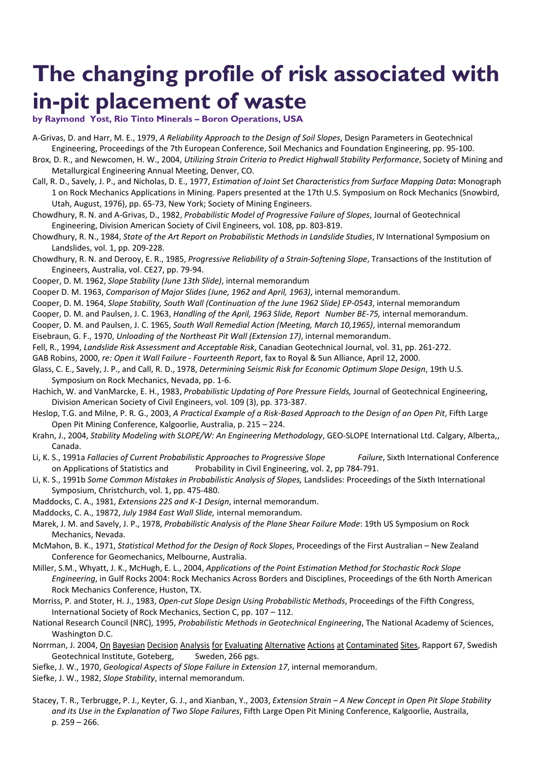# The changing profile of risk associated with in-pit placement of waste

**by Raymond Yost, Rio Tinto Minerals – Boron Operations, USA**

A-Grivas, D. and Harr, M. E., 1979, *A Reliability Approach to the Design of Soil Slopes*, Design Parameters in Geotechnical Engineering, Proceedings of the 7th European Conference, Soil Mechanics and Foundation Engineering, pp. 95-100.

Brox, D. R., and Newcomen, H. W., 2004, *Utilizing Strain Criteria to Predict Highwall Stability Performance*, Society of Mining and Metallurgical Engineering Annual Meeting, Denver, CO.

Call, R. D., Savely, J. P., and Nicholas, D. E., 1977, *Estimation of Joint Set Characteristics from Surface Mapping Data***:** Monograph 1 on Rock Mechanics Applications in Mining. Papers presented at the 17th U.S. Symposium on Rock Mechanics (Snowbird, Utah, August, 1976), pp. 65-73, New York; Society of Mining Engineers.

Chowdhury, R. N. and A-Grivas, D., 1982, *Probabilistic Model of Progressive Failure of Slopes*, Journal of Geotechnical Engineering, Division American Society of Civil Engineers, vol. 108, pp. 803-819.

Chowdhury, R. N., 1984, *State of the Art Report on Probabilistic Methods in Landslide Studies*, IV International Symposium on Landslides, vol. 1, pp. 209-228.

Chowdhury, R. N. and Derooy, E. R., 1985, *Progressive Reliability of a Strain-Softening Slope*, Transactions of the Institution of Engineers, Australia, vol. CE27, pp. 79-94.

Cooper, D. M. 1962, *Slope Stability (June 13th Slide)*, internal memorandum

Cooper D. M. 1963, *Comparison of Major Slides (June, 1962 and April, 1963)*, internal memorandum.

Cooper, D. M. 1964, *Slope Stability, South Wall (Continuation of the June 1962 Slide) EP-0543*, internal memorandum

Cooper, D. M. and Paulsen, J. C. 1963, *Handling of the April, 1963 Slide, Report Number BE-75,* internal memorandum.

Cooper, D. M. and Paulsen, J. C. 1965, *South Wall Remedial Action (Meeting, March 10,1965)*, internal memorandum

Eisebraun, G. F., 1970, *Unloading of the Northeast Pit Wall (Extension 17)*, internal memorandum.

Fell, R., 1994, *Landslide Risk Assessment and Acceptable Risk*, Canadian Geotechnical Journal, vol. 31, pp. 261-272.

GAB Robins, 2000, *re: Open it Wall Failure - Fourteenth Report*, fax to Royal & Sun Alliance, April 12, 2000.

Glass, C. E., Savely, J. P., and Call, R. D., 1978, *Determining Seismic Risk for Economic Optimum Slope Design*, 19th U.S. Symposium on Rock Mechanics, Nevada, pp. 1-6.

Hachich, W. and VanMarcke, E. H., 1983, *Probabilistic Updating of Pore Pressure Fields,* Journal of Geotechnical Engineering, Division American Society of Civil Engineers, vol. 109 (3), pp. 373-387.

Heslop, T.G. and Milne, P. R. G., 2003, *A Practical Example of a Risk-Based Approach to the Design of an Open Pit*, Fifth Large Open Pit Mining Conference, Kalgoorlie, Australia, p. 215 – 224.

Krahn, J., 2004, *Stability Modeling with SLOPE/W: An Engineering Methodology*, GEO-SLOPE International Ltd. Calgary, Alberta,, Canada.

Li, K. S., 1991a *Fallacies of Current Probabilistic Approaches to Progressive Slope Failure*, Sixth International Conference on Applications of Statistics and Probability in Civil Engineering, vol. 2, pp 784-791.

Li, K. S., 1991b *Some Common Mistakes in Probabilistic Analysis of Slopes,* Landslides: Proceedings of the Sixth International Symposium, Christchurch, vol. 1, pp. 475-480.

Maddocks, C. A., 1981, *Extensions 22S and K-1 Design*, internal memorandum.

Maddocks, C. A., 19872, *July 1984 East Wall Slide,* internal memorandum.

Marek, J. M. and Savely, J. P., 1978, *Probabilistic Analysis of the Plane Shear Failure Mode*: 19th US Symposium on Rock Mechanics, Nevada.

McMahon, B. K., 1971, *Statistical Method for the Design of Rock Slopes*, Proceedings of the First Australian – New Zealand Conference for Geomechanics, Melbourne, Australia.

Miller, S.M., Whyatt, J. K., McHugh, E. L., 2004, *Applications of the Point Estimation Method for Stochastic Rock Slope Engineering*, in Gulf Rocks 2004: Rock Mechanics Across Borders and Disciplines, Proceedings of the 6th North American Rock Mechanics Conference, Huston, TX.

Morriss, P. and Stoter, H. J., 1983, *Open-cut Slope Design Using Probabilistic Methods*, Proceedings of the Fifth Congress, International Society of Rock Mechanics, Section C, pp. 107 – 112.

National Research Council (NRC), 1995, *Probabilistic Methods in Geotechnical Engineering*, The National Academy of Sciences, Washington D.C.

Norrman, J. 2004, On Bayesian Decision Analysis for Evaluating Alternative Actions at Contaminated Sites, Rapport 67, Swedish Geotechnical Institute, Goteberg, Sweden, 266 pgs.

Siefke, J. W., 1970, *Geological Aspects of Slope Failure in Extension 17*, internal memorandum.

Siefke, J. W., 1982, *Slope Stability*, internal memorandum.

Stacey, T. R., Terbrugge, P. J., Keyter, G. J., and Xianban, Y., 2003, *Extension Strain – A New Concept in Open Pit Slope Stability and its Use in the Explanation of Two Slope Failures*, Fifth Large Open Pit Mining Conference, Kalgoorlie, Austraila, p. 259 – 266.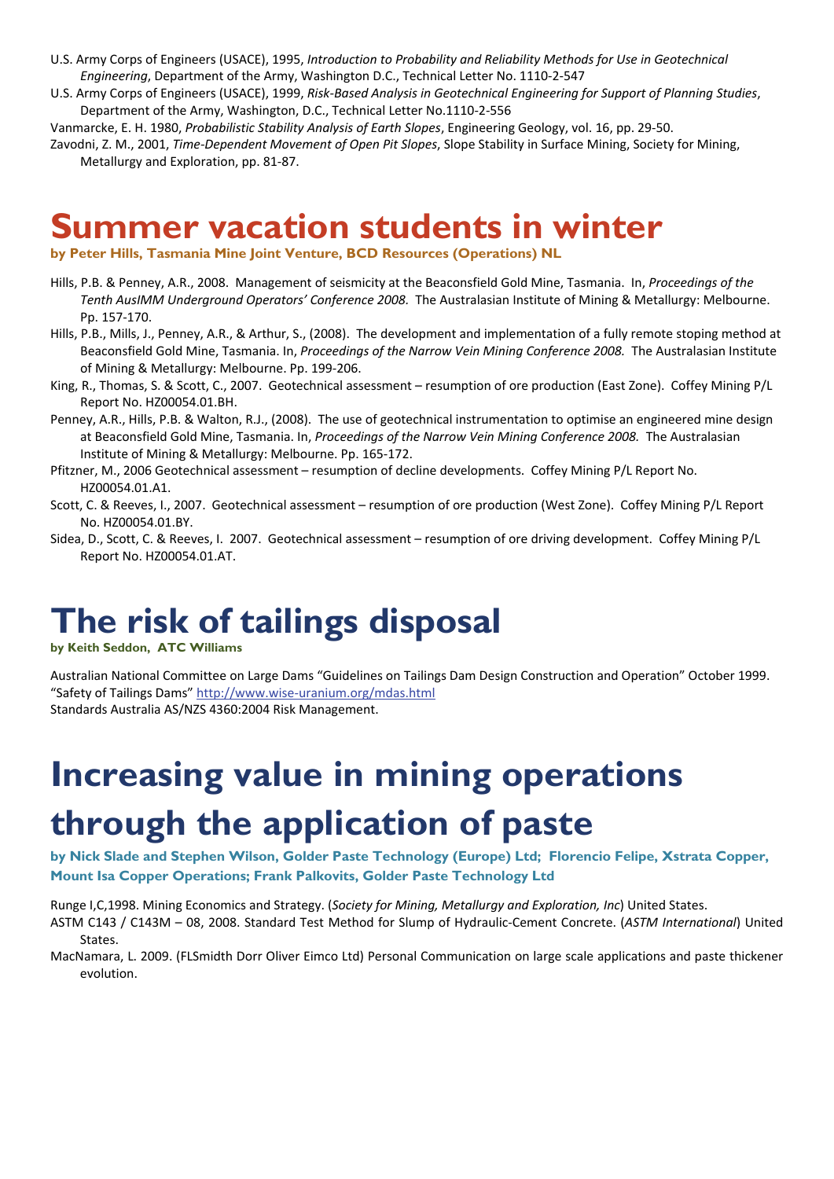U.S. Army Corps of Engineers (USACE), 1995, *Introduction to Probability and Reliability Methods for Use in Geotechnical Engineering*, Department of the Army, Washington D.C., Technical Letter No. 1110-2-547

U.S. Army Corps of Engineers (USACE), 1999, *Risk-Based Analysis in Geotechnical Engineering for Support of Planning Studies*, Department of the Army, Washington, D.C., Technical Letter No.1110-2-556

Vanmarcke, E. H. 1980, *Probabilistic Stability Analysis of Earth Slopes*, Engineering Geology, vol. 16, pp. 29-50.

Zavodni, Z. M., 2001, *Time-Dependent Movement of Open Pit Slopes*, Slope Stability in Surface Mining, Society for Mining, Metallurgy and Exploration, pp. 81-87.

# Summer vacation students in winter

**by Peter Hills, Tasmania Mine Joint Venture, BCD Resources (Operations) NL**

Hills, P.B. & Penney, A.R., 2008. Management of seismicity at the Beaconsfield Gold Mine, Tasmania. In, *Proceedings of the Tenth AusIMM Underground Operators' Conference 2008.* The Australasian Institute of Mining & Metallurgy: Melbourne. Pp. 157-170.

Hills, P.B., Mills, J., Penney, A.R., & Arthur, S., (2008). The development and implementation of a fully remote stoping method at Beaconsfield Gold Mine, Tasmania. In, *Proceedings of the Narrow Vein Mining Conference 2008.* The Australasian Institute of Mining & Metallurgy: Melbourne. Pp. 199-206.

King, R., Thomas, S. & Scott, C., 2007. Geotechnical assessment – resumption of ore production (East Zone). Coffey Mining P/L Report No. HZ00054.01.BH.

Penney, A.R., Hills, P.B. & Walton, R.J., (2008). The use of geotechnical instrumentation to optimise an engineered mine design at Beaconsfield Gold Mine, Tasmania. In, *Proceedings of the Narrow Vein Mining Conference 2008.* The Australasian Institute of Mining & Metallurgy: Melbourne. Pp. 165-172.

Pfitzner, M., 2006 Geotechnical assessment – resumption of decline developments. Coffey Mining P/L Report No. HZ00054.01.A1.

Scott, C. & Reeves, I., 2007. Geotechnical assessment – resumption of ore production (West Zone). Coffey Mining P/L Report No. HZ00054.01.BY.

Sidea, D., Scott, C. & Reeves, I. 2007. Geotechnical assessment – resumption of ore driving development. Coffey Mining P/L Report No. HZ00054.01.AT.

# The risk of tailings disposal

**by Keith Seddon, ATC Williams**

Australian National Committee on Large Dams "Guidelines on Tailings Dam Design Construction and Operation" October 1999.
"Safety of Tailings Dams" http://www.wise-uranium.org/mdas.html
Standards Australia AS/NZS 4360:2004 Risk Management.

# Increasing value in mining operations through the application of paste

**by Nick Slade and Stephen Wilson, Golder Paste Technology (Europe) Ltd; Florencio Felipe, Xstrata Copper, Mount Isa Copper Operations; Frank Palkovits, Golder Paste Technology Ltd**

Runge I,C,1998. Mining Economics and Strategy. (*Society for Mining, Metallurgy and Exploration, Inc*) United States.

ASTM C143 / C143M – 08, 2008. Standard Test Method for Slump of Hydraulic-Cement Concrete. (*ASTM International*) United States.

MacNamara, L. 2009. (FLSmidth Dorr Oliver Eimco Ltd) Personal Communication on large scale applications and paste thickener evolution.